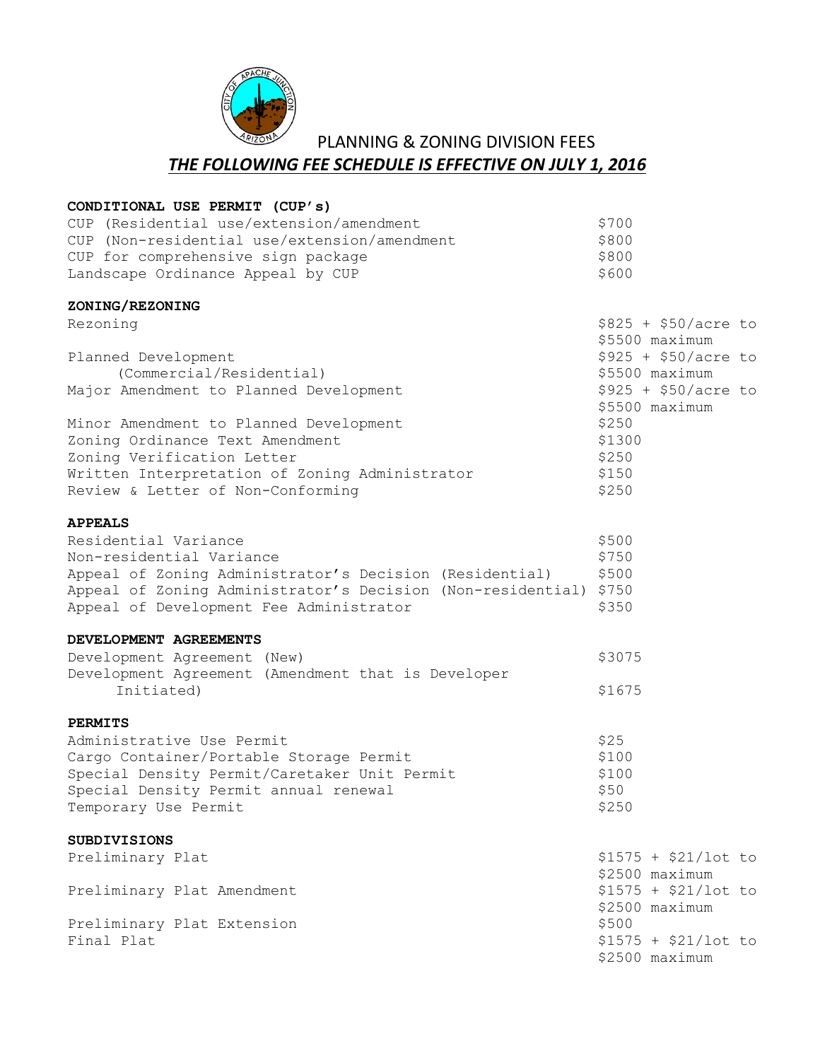# PLANNING & ZONING DIVISION FEES

***THE FOLLOWING FEE SCHEDULE IS EFFECTIVE ON JULY 1, 2016***

**CONDITIONAL USE PERMIT (CUP's)**

| | |
|---|---|
| CUP (Residential use/extension/amendment | $700 |
| CUP (Non-residential use/extension/amendment | $800 |
| CUP for comprehensive sign package | $800 |
| Landscape Ordinance Appeal by CUP | $600 |

**ZONING/REZONING**

| | |
|---|---|
| Rezoning | $825 + $50/acre to $5500 maximum |
| Planned Development (Commercial/Residential) | $925 + $50/acre to $5500 maximum |
| Major Amendment to Planned Development | $925 + $50/acre to $5500 maximum |
| Minor Amendment to Planned Development | $250 |
| Zoning Ordinance Text Amendment | $1300 |
| Zoning Verification Letter | $250 |
| Written Interpretation of Zoning Administrator | $150 |
| Review & Letter of Non-Conforming | $250 |

**APPEALS**

| | |
|---|---|
| Residential Variance | $500 |
| Non-residential Variance | $750 |
| Appeal of Zoning Administrator's Decision (Residential) | $500 |
| Appeal of Zoning Administrator's Decision (Non-residential) | $750 |
| Appeal of Development Fee Administrator | $350 |

**DEVELOPMENT AGREEMENTS**

| | |
|---|---|
| Development Agreement (New) | $3075 |
| Development Agreement (Amendment that is Developer Initiated) | $1675 |

**PERMITS**

| | |
|---|---|
| Administrative Use Permit | $25 |
| Cargo Container/Portable Storage Permit | $100 |
| Special Density Permit/Caretaker Unit Permit | $100 |
| Special Density Permit annual renewal | $50 |
| Temporary Use Permit | $250 |

**SUBDIVISIONS**

| | |
|---|---|
| Preliminary Plat | $1575 + $21/lot to $2500 maximum |
| Preliminary Plat Amendment | $1575 + $21/lot to $2500 maximum |
| Preliminary Plat Extension | $500 |
| Final Plat | $1575 + $21/lot to $2500 maximum |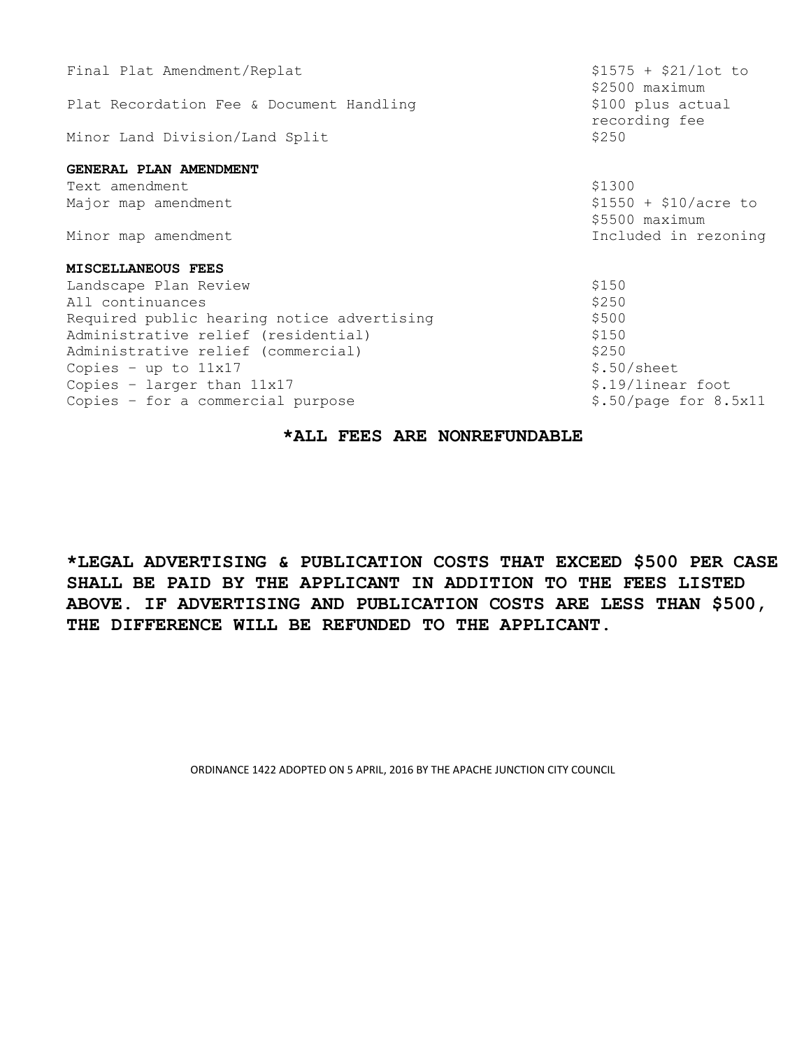| | |
|---|---|
| Final Plat Amendment/Replat | $1575 + $21/lot to $2500 maximum |
| Plat Recordation Fee & Document Handling | $100 plus actual recording fee |
| Minor Land Division/Land Split | $250 |
| **GENERAL PLAN AMENDMENT** | |
| Text amendment | $1300 |
| Major map amendment | $1550 + $10/acre to $5500 maximum |
| Minor map amendment | Included in rezoning |
| **MISCELLANEOUS FEES** | |
| Landscape Plan Review | $150 |
| All continuances | $250 |
| Required public hearing notice advertising | $500 |
| Administrative relief (residential) | $150 |
| Administrative relief (commercial) | $250 |
| Copies – up to 11x17 | $.50/sheet |
| Copies – larger than 11x17 | $.19/linear foot |
| Copies – for a commercial purpose | $.50/page for 8.5x11 |

**\*ALL FEES ARE NONREFUNDABLE**

**\*LEGAL ADVERTISING & PUBLICATION COSTS THAT EXCEED $500 PER CASE SHALL BE PAID BY THE APPLICANT IN ADDITION TO THE FEES LISTED ABOVE. IF ADVERTISING AND PUBLICATION COSTS ARE LESS THAN $500, THE DIFFERENCE WILL BE REFUNDED TO THE APPLICANT.**

ORDINANCE 1422 ADOPTED ON 5 APRIL, 2016 BY THE APACHE JUNCTION CITY COUNCIL